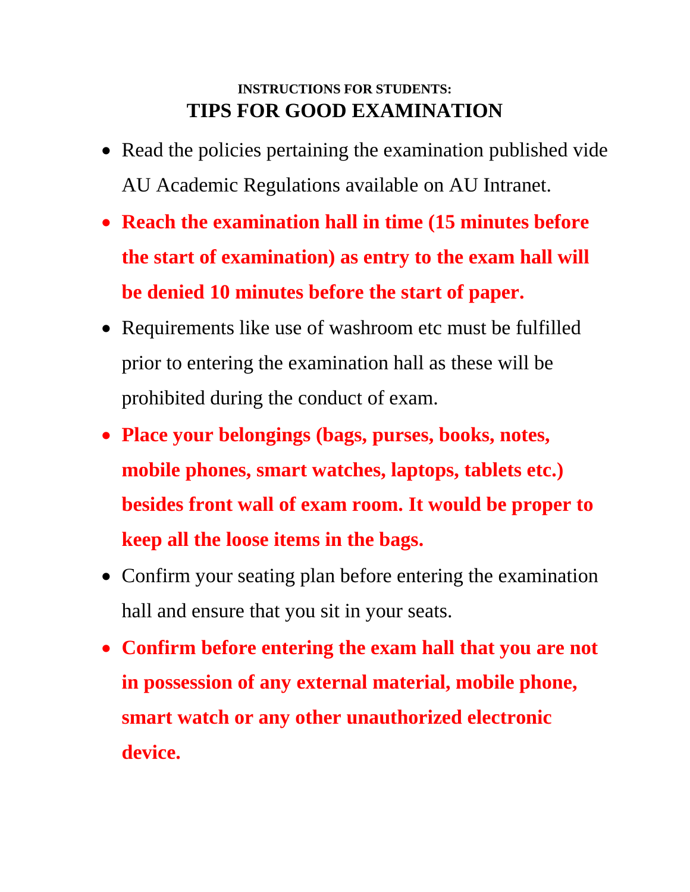**INSTRUCTIONS FOR STUDENTS:**

# TIPS FOR GOOD EXAMINATION

- Read the policies pertaining the examination published vide AU Academic Regulations available on AU Intranet.
- **Reach the examination hall in time (15 minutes before the start of examination) as entry to the exam hall will be denied 10 minutes before the start of paper.**
- Requirements like use of washroom etc must be fulfilled prior to entering the examination hall as these will be prohibited during the conduct of exam.
- **Place your belongings (bags, purses, books, notes, mobile phones, smart watches, laptops, tablets etc.) besides front wall of exam room. It would be proper to keep all the loose items in the bags.**
- Confirm your seating plan before entering the examination hall and ensure that you sit in your seats.
- **Confirm before entering the exam hall that you are not in possession of any external material, mobile phone, smart watch or any other unauthorized electronic device.**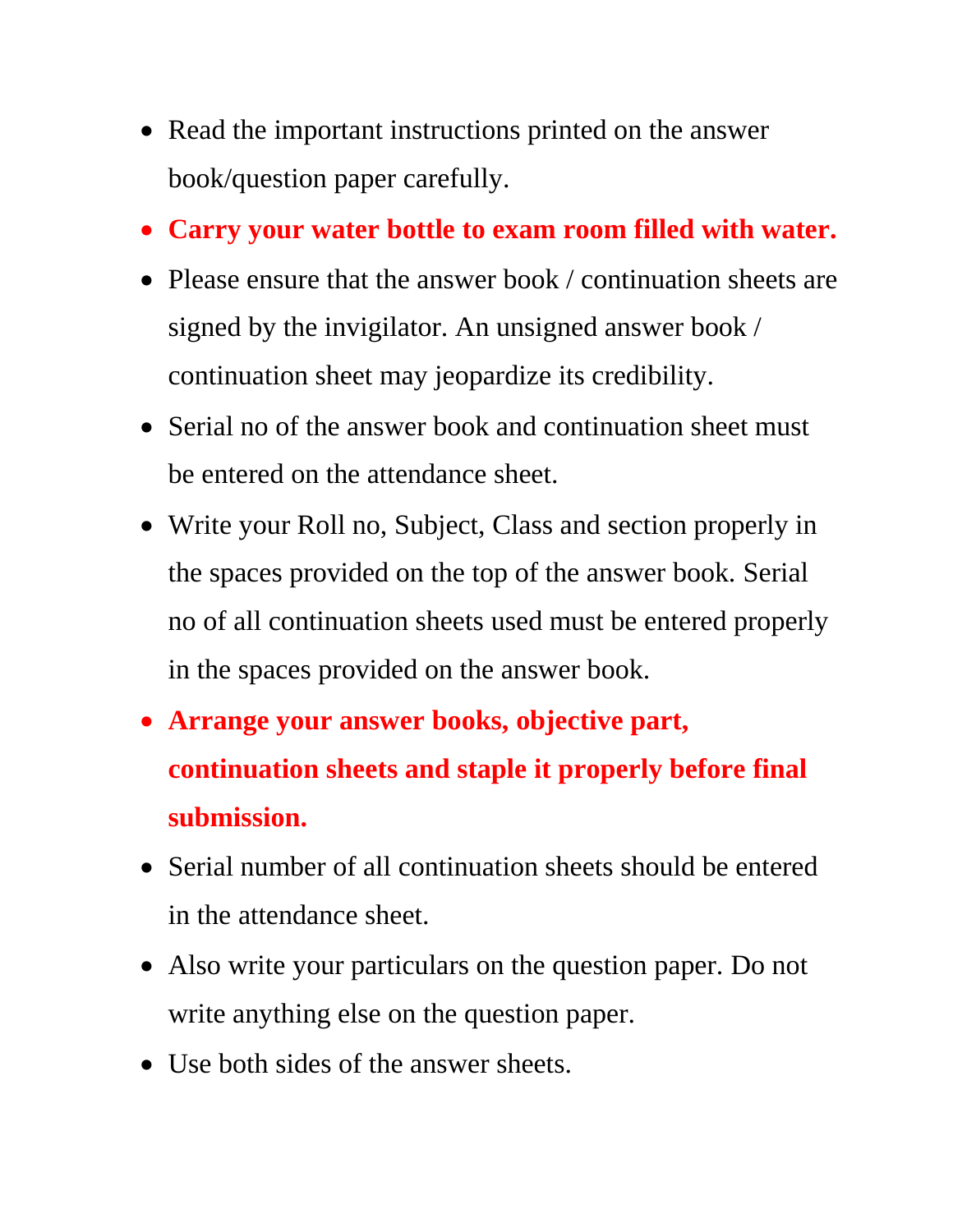- Read the important instructions printed on the answer book/question paper carefully.
- **Carry your water bottle to exam room filled with water.**
- Please ensure that the answer book / continuation sheets are signed by the invigilator. An unsigned answer book / continuation sheet may jeopardize its credibility.
- Serial no of the answer book and continuation sheet must be entered on the attendance sheet.
- Write your Roll no, Subject, Class and section properly in the spaces provided on the top of the answer book. Serial no of all continuation sheets used must be entered properly in the spaces provided on the answer book.
- **Arrange your answer books, objective part, continuation sheets and staple it properly before final submission.**
- Serial number of all continuation sheets should be entered in the attendance sheet.
- Also write your particulars on the question paper. Do not write anything else on the question paper.
- Use both sides of the answer sheets.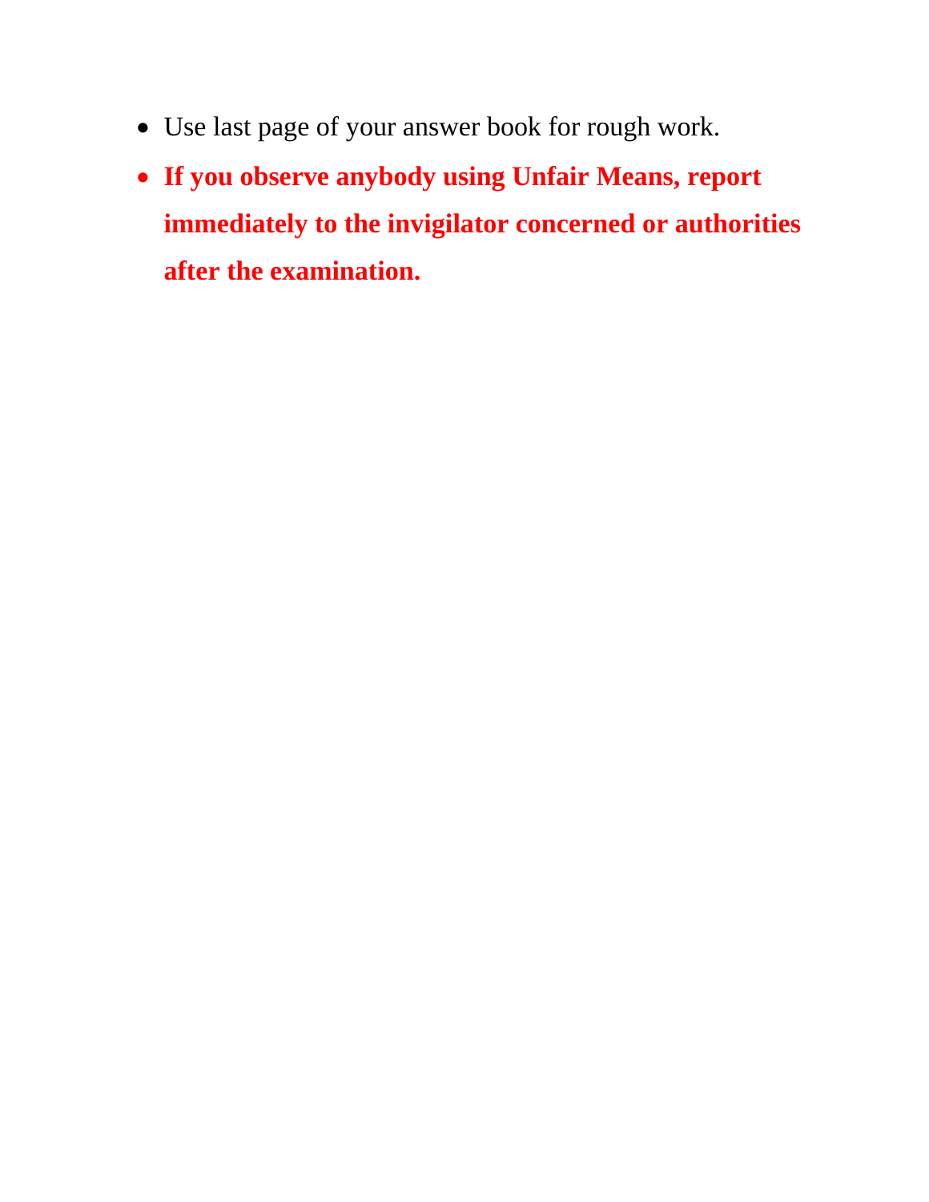- Use last page of your answer book for rough work.
- **If you observe anybody using Unfair Means, report immediately to the invigilator concerned or authorities after the examination.**